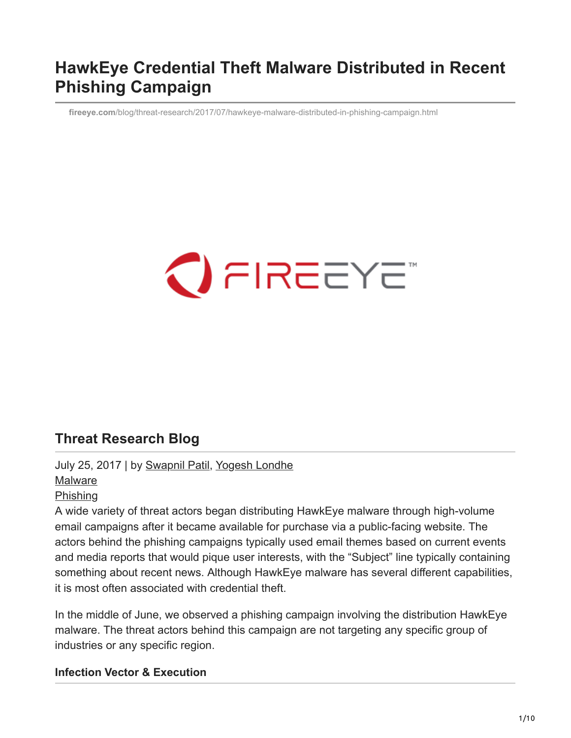# HawkEye Credential Theft Malware Distributed in Recent Phishing Campaign

fireeye.com/blog/threat-research/2017/07/hawkeye-malware-distributed-in-phishing-campaign.html

## Threat Research Blog

July 25, 2017 | by Swapnil Patil, Yogesh Londhe

Malware

Phishing

A wide variety of threat actors began distributing HawkEye malware through high-volume email campaigns after it became available for purchase via a public-facing website. The actors behind the phishing campaigns typically used email themes based on current events and media reports that would pique user interests, with the “Subject” line typically containing something about recent news. Although HawkEye malware has several different capabilities, it is most often associated with credential theft.

In the middle of June, we observed a phishing campaign involving the distribution HawkEye malware. The threat actors behind this campaign are not targeting any specific group of industries or any specific region.

### Infection Vector & Execution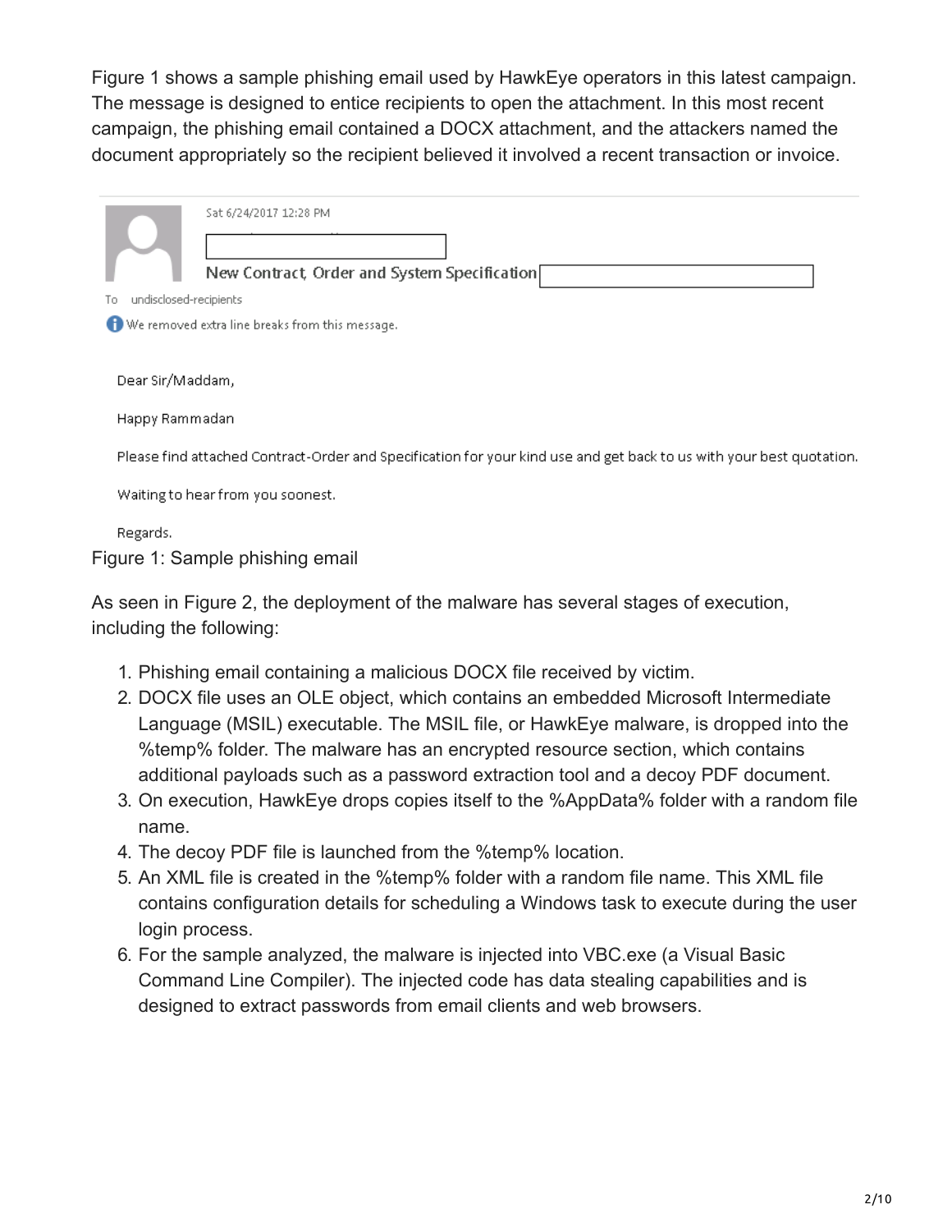Figure 1 shows a sample phishing email used by HawkEye operators in this latest campaign. The message is designed to entice recipients to open the attachment. In this most recent campaign, the phishing email contained a DOCX attachment, and the attackers named the document appropriately so the recipient believed it involved a recent transaction or invoice.

Sat 6/24/2017 12:28 PM

New Contract, Order and System Specification

To undisclosed-recipients

We removed extra line breaks from this message.

Dear Sir/Maddam,

Happy Rammadan

Please find attached Contract-Order and Specification for your kind use and get back to us with your best quotation.

Waiting to hear from you soonest.

Regards.

Figure 1: Sample phishing email

As seen in Figure 2, the deployment of the malware has several stages of execution, including the following:

1. Phishing email containing a malicious DOCX file received by victim.
2. DOCX file uses an OLE object, which contains an embedded Microsoft Intermediate Language (MSIL) executable. The MSIL file, or HawkEye malware, is dropped into the %temp% folder. The malware has an encrypted resource section, which contains additional payloads such as a password extraction tool and a decoy PDF document.
3. On execution, HawkEye drops copies itself to the %AppData% folder with a random file name.
4. The decoy PDF file is launched from the %temp% location.
5. An XML file is created in the %temp% folder with a random file name. This XML file contains configuration details for scheduling a Windows task to execute during the user login process.
6. For the sample analyzed, the malware is injected into VBC.exe (a Visual Basic Command Line Compiler). The injected code has data stealing capabilities and is designed to extract passwords from email clients and web browsers.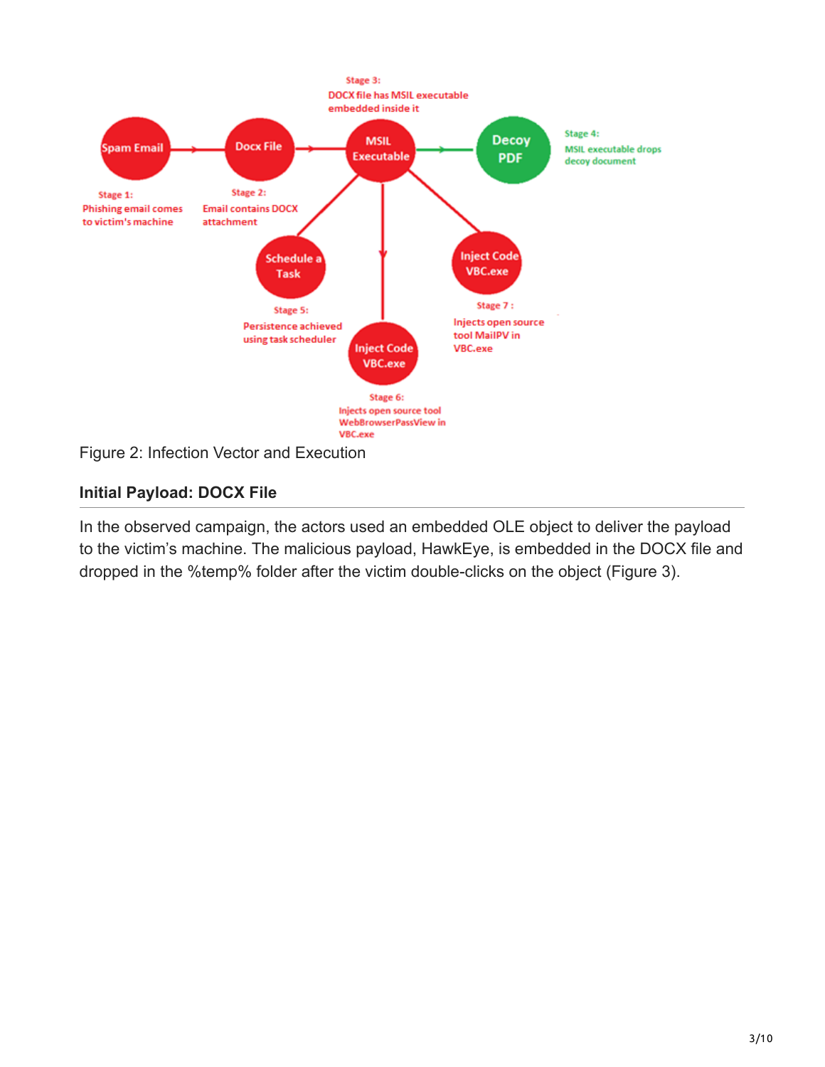Stage 3:
DOCX file has MSIL executable embedded inside it

Spam Email → Docx File → MSIL Executable → Decoy PDF

Stage 1:
Phishing email comes to victim's machine

Stage 2:
Email contains DOCX attachment

Stage 4:
MSIL executable drops decoy document

Schedule a Task

Stage 5:
Persistence achieved using task scheduler

Inject Code VBC.exe

Stage 6:
Injects open source tool WebBrowserPassView in VBC.exe

Inject Code VBC.exe

Stage 7 :
Injects open source tool MailPV in VBC.exe

Figure 2: Infection Vector and Execution

### Initial Payload: DOCX File

In the observed campaign, the actors used an embedded OLE object to deliver the payload to the victim's machine. The malicious payload, HawkEye, is embedded in the DOCX file and dropped in the %temp% folder after the victim double-clicks on the object (Figure 3).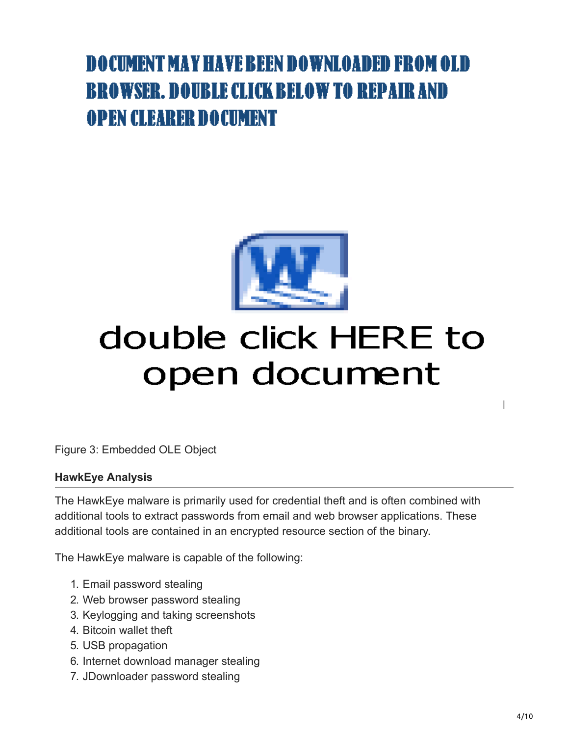DOCUMENT MAY HAVE BEEN DOWNLOADED FROM OLD BROWSER. DOUBLE CLICK BELOW TO REPAIR AND OPEN CLEARER DOCUMENT

double click HERE to open document

Figure 3: Embedded OLE Object

**HawkEye Analysis**

The HawkEye malware is primarily used for credential theft and is often combined with additional tools to extract passwords from email and web browser applications. These additional tools are contained in an encrypted resource section of the binary.

The HawkEye malware is capable of the following:

1. Email password stealing
2. Web browser password stealing
3. Keylogging and taking screenshots
4. Bitcoin wallet theft
5. USB propagation
6. Internet download manager stealing
7. JDownloader password stealing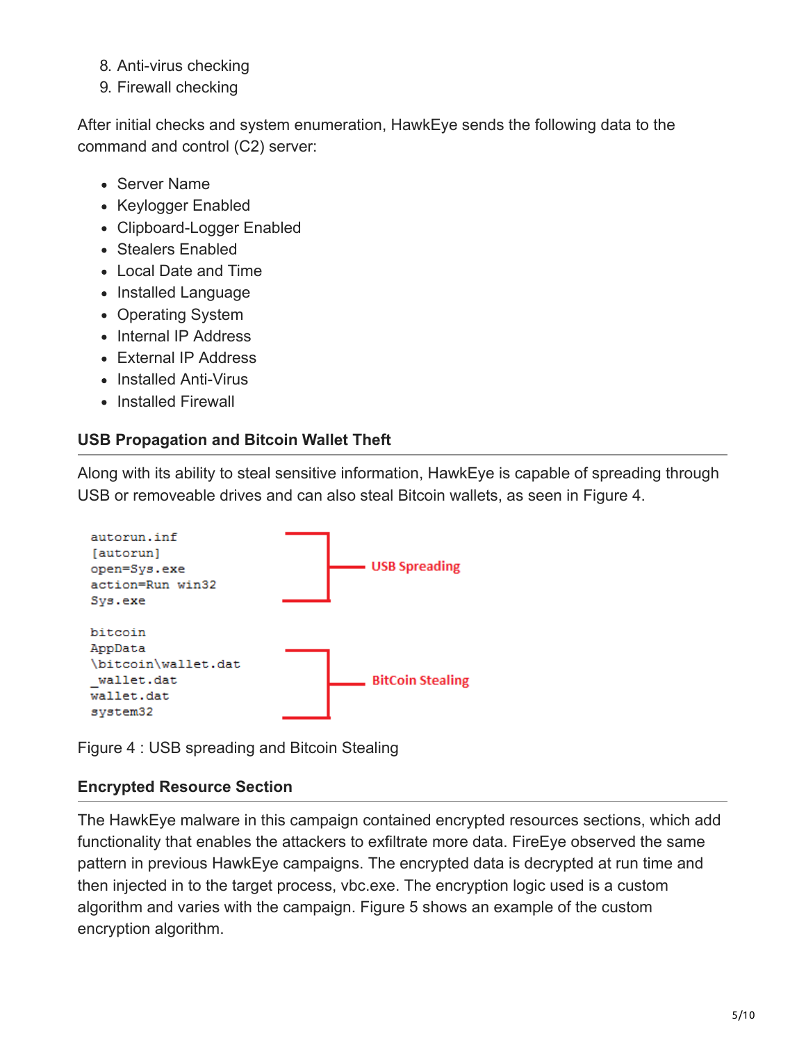8. Anti-virus checking
9. Firewall checking

After initial checks and system enumeration, HawkEye sends the following data to the command and control (C2) server:

- Server Name
- Keylogger Enabled
- Clipboard-Logger Enabled
- Stealers Enabled
- Local Date and Time
- Installed Language
- Operating System
- Internal IP Address
- External IP Address
- Installed Anti-Virus
- Installed Firewall

### USB Propagation and Bitcoin Wallet Theft

Along with its ability to steal sensitive information, HawkEye is capable of spreading through USB or removeable drives and can also steal Bitcoin wallets, as seen in Figure 4.

```
autorun.inf
[autorun]
open=Sys.exe
action=Run win32
Sys.exe
```
USB Spreading

```
bitcoin
AppData
\bitcoin\wallet.dat
_wallet.dat
wallet.dat
system32
```
BitCoin Stealing

Figure 4 : USB spreading and Bitcoin Stealing

### Encrypted Resource Section

The HawkEye malware in this campaign contained encrypted resources sections, which add functionality that enables the attackers to exfiltrate more data. FireEye observed the same pattern in previous HawkEye campaigns. The encrypted data is decrypted at run time and then injected in to the target process, vbc.exe. The encryption logic used is a custom algorithm and varies with the campaign. Figure 5 shows an example of the custom encryption algorithm.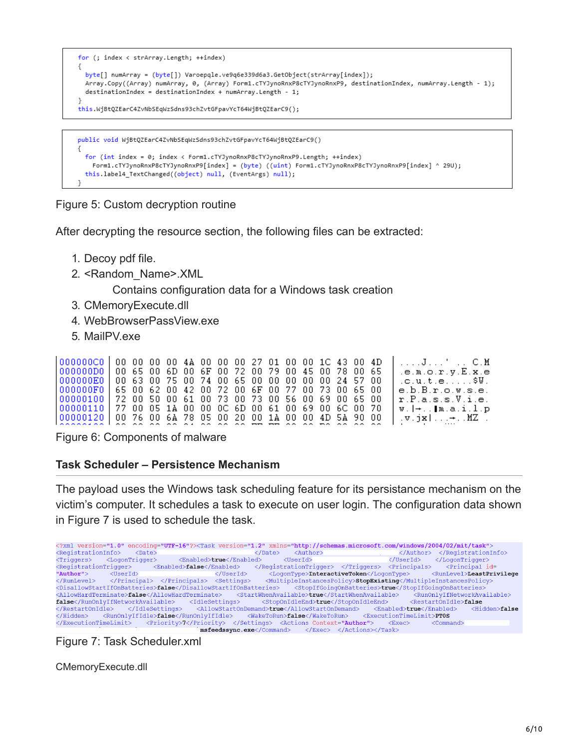```
for (; index < strArray.Length; ++index)
{
  byte[] numArray = (byte[]) Varoepqle.ve9q6e339d6a3.GetObject(strArray[index]);
  Array.Copy((Array) numArray, 0, (Array) Form1.cTYJynoRnxP8cTYJynoRnxP9, destinationIndex, numArray.Length - 1);
  destinationIndex = destinationIndex + numArray.Length - 1;
}
this.WjBtQZEarC4ZvNbSEqWzSdns93chZvtGFpavYcT64WjBtQZEarC9();
```

```
public void WjBtQZEarC4ZvNbSEqWzSdns93chZvtGFpavYcT64WjBtQZEarC9()
{
  for (int index = 0; index < Form1.cTYJynoRnxP8cTYJynoRnxP9.Length; ++index)
    Form1.cTYJynoRnxP8cTYJynoRnxP9[index] = (byte) ((uint) Form1.cTYJynoRnxP8cTYJynoRnxP9[index] ^ 29U);
  this.label4_TextChanged((object) null, (EventArgs) null);
}
```

Figure 5: Custom decryption routine

After decrypting the resource section, the following files can be extracted:

1. Decoy pdf file.
2. <Random_Name>.XML
   Contains configuration data for a Windows task creation
3. CMemoryExecute.dll
4. WebBrowserPassView.exe
5. MailPV.exe

```
000000C0  00 00 00 00 4A 00 00 00 27 01 00 00 1C 43 00 4D   ....J...'....C.M
000000D0  00 65 00 6D 00 6F 00 72 00 79 00 45 00 78 00 65   .e.m.o.r.y.E.x.e
000000E0  00 63 00 75 00 74 00 65 00 00 00 00 00 24 57 00   .c.u.t.e.....$W.
000000F0  65 00 62 00 42 00 72 00 6F 00 77 00 73 00 65 00   e.b.B.r.o.w.s.e.
00000100  72 00 50 00 61 00 73 00 73 00 56 00 69 00 65 00   r.P.a.s.s.V.i.e.
00000110  77 00 05 1A 00 00 0C 6D 00 61 00 69 00 6C 00 70   w.|→..▐m.a.i.l.p
00000120  00 76 00 6A 78 05 00 20 00 1A 00 00 4D 5A 90 00   .v.jx|...→..MZ .
```

Figure 6: Components of malware

## Task Scheduler – Persistence Mechanism

The payload uses the Windows task scheduling feature for its persistance mechanism on the victim's computer. It schedules a task to execute on user login. The configuration data shown in Figure 7 is used to schedule the task.

```
<?xml version="1.0" encoding="UTF-16"?><Task version="1.2" xmlns="http://schemas.microsoft.com/windows/2004/02/mit/task">
<RegistrationInfo>   <Date>                         </Date>   <Author>                    </Author>  </RegistrationInfo>
<Triggers>   <LogonTrigger>       <Enabled>true</Enabled>      <UserId>                    </UserId>    </LogonTrigger>
<RegistrationTrigger>     <Enabled>false</Enabled>     </RegistrationTrigger>  </Triggers>  <Principals>    <Principal id=
"Author">      <UserId>                    </UserId>      <LogonType>InteractiveToken</LogonType>      <RunLevel>LeastPrivilege
</RunLevel>    </Principal>  </Principals>  <Settings>    <MultipleInstancesPolicy>StopExisting</MultipleInstancesPolicy>
<DisallowStartIfOnBatteries>false</DisallowStartIfOnBatteries>    <StopIfGoingOnBatteries>true</StopIfGoingOnBatteries>
<AllowHardTerminate>false</AllowHardTerminate>    <StartWhenAvailable>true</StartWhenAvailable>    <RunOnlyIfNetworkAvailable>
false</RunOnlyIfNetworkAvailable>    <IdleSettings>      <StopOnIdleEnd>true</StopOnIdleEnd>      <RestartOnIdle>false
</RestartOnIdle>    </IdleSettings>    <AllowStartOnDemand>true</AllowStartOnDemand>    <Enabled>true</Enabled>    <Hidden>false
</Hidden>    <RunOnlyIfIdle>false</RunOnlyIfIdle>    <WakeToRun>false</WakeToRun>    <ExecutionTimeLimit>PT0S
</ExecutionTimeLimit>    <Priority>7</Priority>  </Settings>  <Actions Context="Author">    <Exec>      <Command>
msfeedssync.exe</Command>    </Exec>  </Actions></Task>
```

Figure 7: Task Scheduler.xml

CMemoryExecute.dll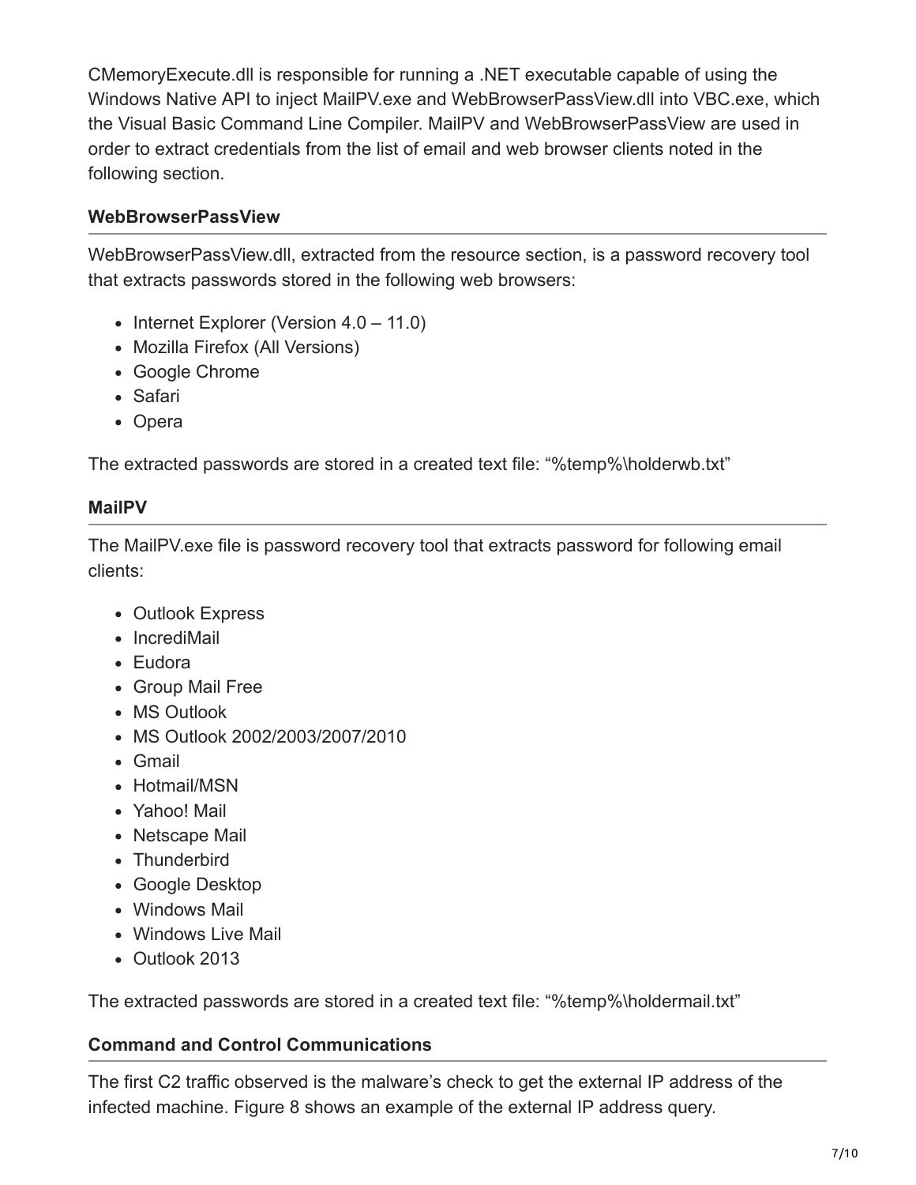CMemoryExecute.dll is responsible for running a .NET executable capable of using the Windows Native API to inject MailPV.exe and WebBrowserPassView.dll into VBC.exe, which the Visual Basic Command Line Compiler. MailPV and WebBrowserPassView are used in order to extract credentials from the list of email and web browser clients noted in the following section.

### WebBrowserPassView

WebBrowserPassView.dll, extracted from the resource section, is a password recovery tool that extracts passwords stored in the following web browsers:

- Internet Explorer (Version 4.0 – 11.0)
- Mozilla Firefox (All Versions)
- Google Chrome
- Safari
- Opera

The extracted passwords are stored in a created text file: "%temp%\holderwb.txt"

### MailPV

The MailPV.exe file is password recovery tool that extracts password for following email clients:

- Outlook Express
- IncrediMail
- Eudora
- Group Mail Free
- MS Outlook
- MS Outlook 2002/2003/2007/2010
- Gmail
- Hotmail/MSN
- Yahoo! Mail
- Netscape Mail
- Thunderbird
- Google Desktop
- Windows Mail
- Windows Live Mail
- Outlook 2013

The extracted passwords are stored in a created text file: "%temp%\holdermail.txt"

### Command and Control Communications

The first C2 traffic observed is the malware's check to get the external IP address of the infected machine. Figure 8 shows an example of the external IP address query.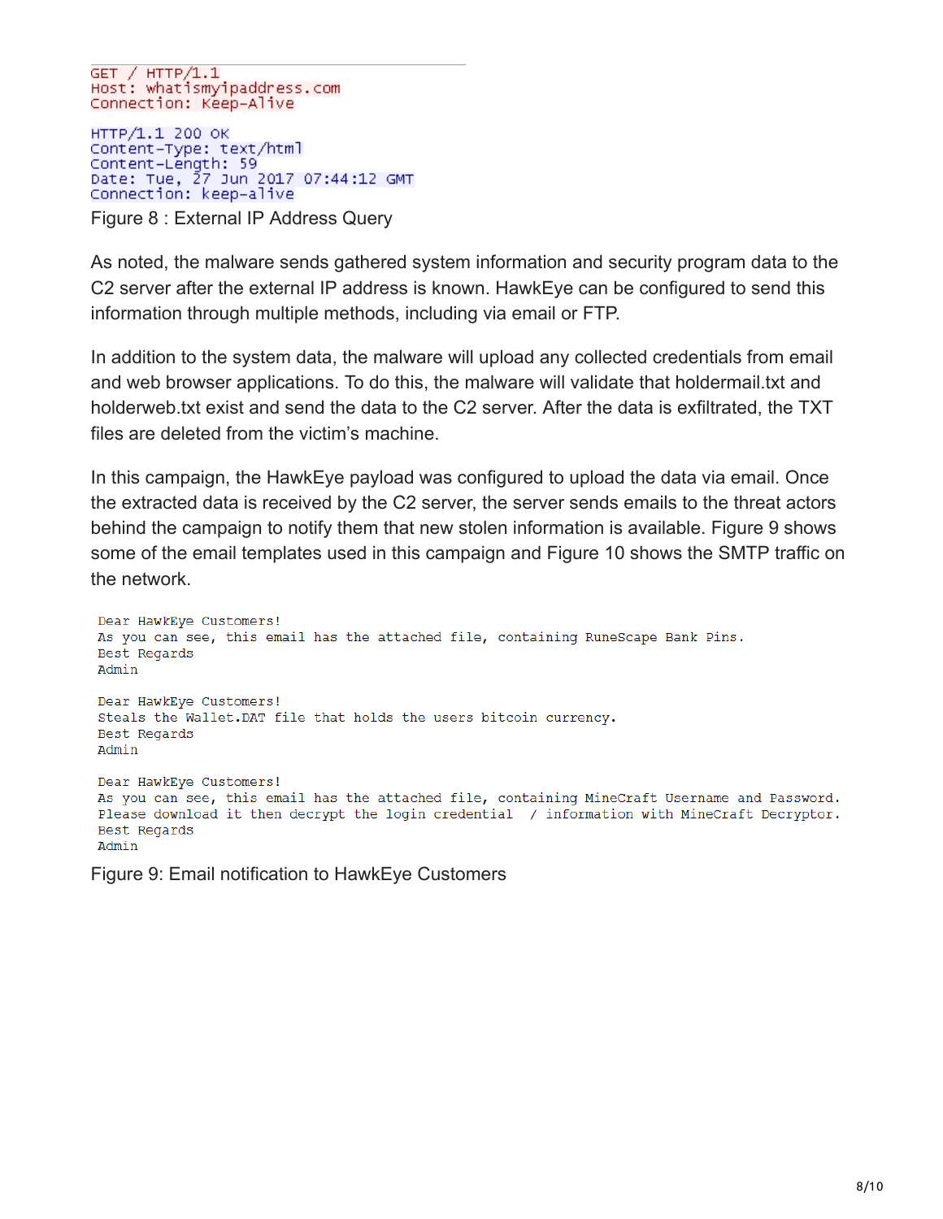```
GET / HTTP/1.1
Host: whatismyipaddress.com
Connection: Keep-Alive

HTTP/1.1 200 OK
Content-Type: text/html
Content-Length: 59
Date: Tue, 27 Jun 2017 07:44:12 GMT
Connection: keep-alive
```

Figure 8 : External IP Address Query

As noted, the malware sends gathered system information and security program data to the C2 server after the external IP address is known. HawkEye can be configured to send this information through multiple methods, including via email or FTP.

In addition to the system data, the malware will upload any collected credentials from email and web browser applications. To do this, the malware will validate that holdermail.txt and holderweb.txt exist and send the data to the C2 server. After the data is exfiltrated, the TXT files are deleted from the victim's machine.

In this campaign, the HawkEye payload was configured to upload the data via email. Once the extracted data is received by the C2 server, the server sends emails to the threat actors behind the campaign to notify them that new stolen information is available. Figure 9 shows some of the email templates used in this campaign and Figure 10 shows the SMTP traffic on the network.

```
Dear HawkEye Customers!
As you can see, this email has the attached file, containing RuneScape Bank Pins.
Best Regards
Admin

Dear HawkEye Customers!
Steals the Wallet.DAT file that holds the users bitcoin currency.
Best Regards
Admin

Dear HawkEye Customers!
As you can see, this email has the attached file, containing MineCraft Username and Password.
Please download it then decrypt the login credential  / information with MineCraft Decryptor.
Best Regards
Admin
```

Figure 9: Email notification to HawkEye Customers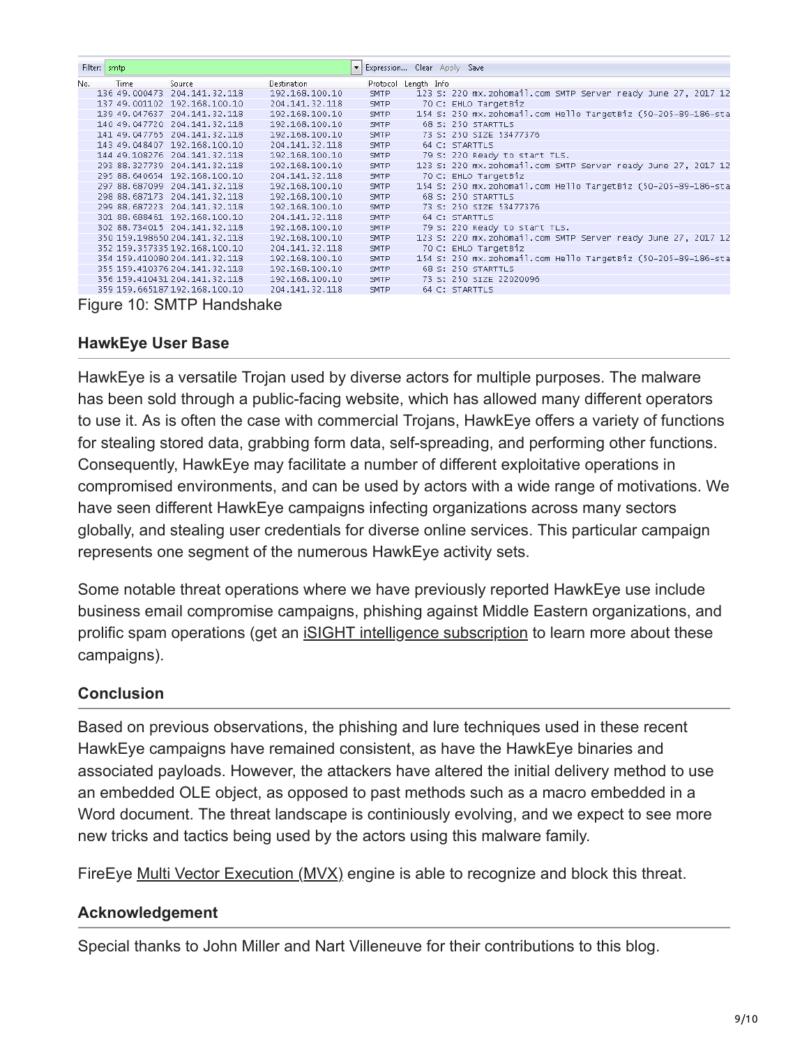Filter: smtp

| No. | Time | Source | Destination | Protocol | Length | Info |
|---|---|---|---|---|---|---|
| 136 | 49.000473 | 204.141.32.118 | 192.168.100.10 | SMTP | 123 | S: 220 mx.zohomail.com SMTP Server ready June 27, 2017 12 |
| 137 | 49.001102 | 192.168.100.10 | 204.141.32.118 | SMTP | 70 | C: EHLO TargetBiz |
| 139 | 49.047637 | 204.141.32.118 | 192.168.100.10 | SMTP | 154 | S: 250 mx.zohomail.com Hello TargetBiz (50-205-89-186-sta |
| 140 | 49.047720 | 204.141.32.118 | 192.168.100.10 | SMTP | 68 | S: 250 STARTTLS |
| 141 | 49.047765 | 204.141.32.118 | 192.168.100.10 | SMTP | 73 | S: 250 SIZE 53477376 |
| 143 | 49.048407 | 192.168.100.10 | 204.141.32.118 | SMTP | 64 | C: STARTTLS |
| 144 | 49.108276 | 204.141.32.118 | 192.168.100.10 | SMTP | 79 | S: 220 Ready to start TLS. |
| 293 | 88.327739 | 204.141.32.118 | 192.168.100.10 | SMTP | 123 | S: 220 mx.zohomail.com SMTP Server ready June 27, 2017 12 |
| 295 | 88.640654 | 192.168.100.10 | 204.141.32.118 | SMTP | 70 | C: EHLO TargetBiz |
| 297 | 88.687099 | 204.141.32.118 | 192.168.100.10 | SMTP | 154 | S: 250 mx.zohomail.com Hello TargetBiz (50-205-89-186-sta |
| 298 | 88.687173 | 204.141.32.118 | 192.168.100.10 | SMTP | 68 | S: 250 STARTTLS |
| 299 | 88.687223 | 204.141.32.118 | 192.168.100.10 | SMTP | 73 | S: 250 SIZE 53477376 |
| 301 | 88.688461 | 192.168.100.10 | 204.141.32.118 | SMTP | 64 | C: STARTTLS |
| 302 | 88.734015 | 204.141.32.118 | 192.168.100.10 | SMTP | 79 | S: 220 Ready to start TLS. |
| 350 | 159.198650 | 204.141.32.118 | 192.168.100.10 | SMTP | 123 | S: 220 mx.zohomail.com SMTP Server ready June 27, 2017 12 |
| 352 | 159.357335 | 192.168.100.10 | 204.141.32.118 | SMTP | 70 | C: EHLO TargetBiz |
| 354 | 159.410080 | 204.141.32.118 | 192.168.100.10 | SMTP | 154 | S: 250 mx.zohomail.com Hello TargetBiz (50-205-89-186-sta |
| 355 | 159.410376 | 204.141.32.118 | 192.168.100.10 | SMTP | 68 | S: 250 STARTTLS |
| 356 | 159.410431 | 204.141.32.118 | 192.168.100.10 | SMTP | 73 | S: 250 SIZE 22020096 |
| 359 | 159.665187 | 192.168.100.10 | 204.141.32.118 | SMTP | 64 | C: STARTTLS |

Figure 10: SMTP Handshake

### HawkEye User Base

HawkEye is a versatile Trojan used by diverse actors for multiple purposes. The malware has been sold through a public-facing website, which has allowed many different operators to use it. As is often the case with commercial Trojans, HawkEye offers a variety of functions for stealing stored data, grabbing form data, self-spreading, and performing other functions. Consequently, HawkEye may facilitate a number of different exploitative operations in compromised environments, and can be used by actors with a wide range of motivations. We have seen different HawkEye campaigns infecting organizations across many sectors globally, and stealing user credentials for diverse online services. This particular campaign represents one segment of the numerous HawkEye activity sets.

Some notable threat operations where we have previously reported HawkEye use include business email compromise campaigns, phishing against Middle Eastern organizations, and prolific spam operations (get an iSIGHT intelligence subscription to learn more about these campaigns).

### Conclusion

Based on previous observations, the phishing and lure techniques used in these recent HawkEye campaigns have remained consistent, as have the HawkEye binaries and associated payloads. However, the attackers have altered the initial delivery method to use an embedded OLE object, as opposed to past methods such as a macro embedded in a Word document. The threat landscape is continiously evolving, and we expect to see more new tricks and tactics being used by the actors using this malware family.

FireEye Multi Vector Execution (MVX) engine is able to recognize and block this threat.

### Acknowledgement

Special thanks to John Miller and Nart Villeneuve for their contributions to this blog.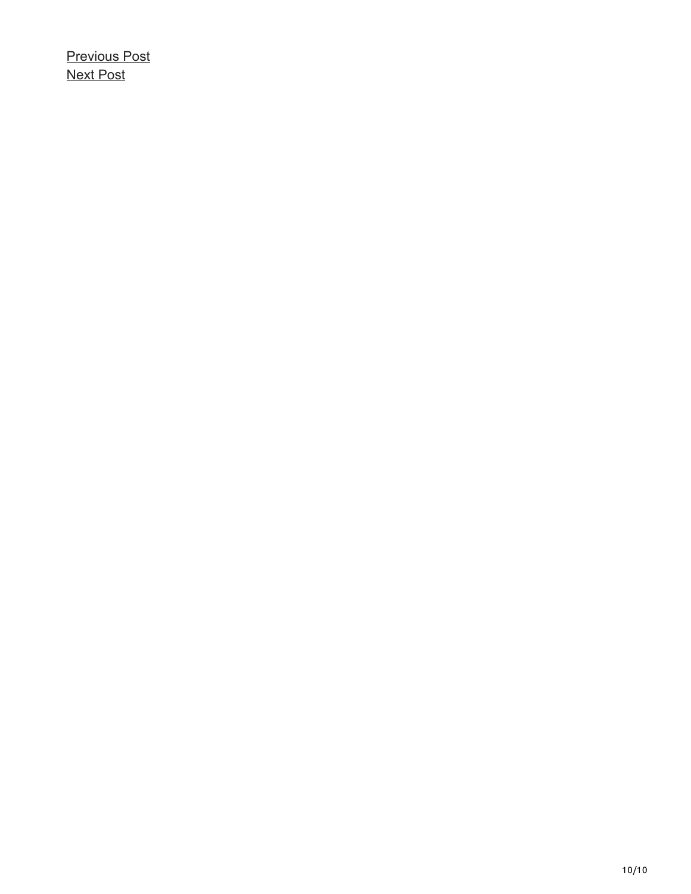[Previous Post](#)
[Next Post](#)